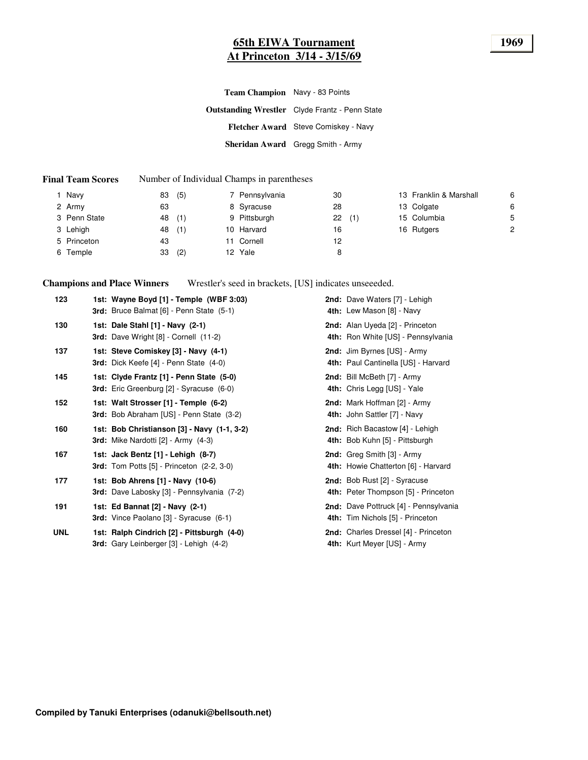# 65th EIWA Tournament
# At Princeton 3/14 - 3/15/69

**1969**

**Team Champion** Navy - 83 Points

**Outstanding Wrestler** Clyde Frantz - Penn State

**Fletcher Award** Steve Comiskey - Navy

**Sheridan Award** Gregg Smith - Army

**Final Team Scores** Number of Individual Champs in parentheses

| | Team | Pts | Champs | | Team | Pts | Champs | | Team | Pts |
|---|---|---|---|---|---|---|---|---|---|---|
| 1 | Navy | 83 | (5) | 7 | Pennsylvania | 30 | | 13 | Franklin & Marshall | 6 |
| 2 | Army | 63 | | 8 | Syracuse | 28 | | 13 | Colgate | 6 |
| 3 | Penn State | 48 | (1) | 9 | Pittsburgh | 22 | (1) | 15 | Columbia | 5 |
| 3 | Lehigh | 48 | (1) | 10 | Harvard | 16 | | 16 | Rutgers | 2 |
| 5 | Princeton | 43 | | 11 | Cornell | 12 | | | | |
| 6 | Temple | 33 | (2) | 12 | Yale | 8 | | | | |

**Champions and Place Winners** Wrestler's seed in brackets, [US] indicates unseeeded.

| Weight | Place Winners | |
|---|---|---|
| **123** | **1st: Wayne Boyd [1] - Temple (WBF 3:03)** | **2nd:** Dave Waters [7] - Lehigh |
| | **3rd:** Bruce Balmat [6] - Penn State (5-1) | **4th:** Lew Mason [8] - Navy |
| **130** | **1st: Dale Stahl [1] - Navy (2-1)** | **2nd:** Alan Uyeda [2] - Princeton |
| | **3rd:** Dave Wright [8] - Cornell (11-2) | **4th:** Ron White [US] - Pennsylvania |
| **137** | **1st: Steve Comiskey [3] - Navy (4-1)** | **2nd:** Jim Byrnes [US] - Army |
| | **3rd:** Dick Keefe [4] - Penn State (4-0) | **4th:** Paul Cantinella [US] - Harvard |
| **145** | **1st: Clyde Frantz [1] - Penn State (5-0)** | **2nd:** Bill McBeth [7] - Army |
| | **3rd:** Eric Greenburg [2] - Syracuse (6-0) | **4th:** Chris Legg [US] - Yale |
| **152** | **1st: Walt Strosser [1] - Temple (6-2)** | **2nd:** Mark Hoffman [2] - Army |
| | **3rd:** Bob Abraham [US] - Penn State (3-2) | **4th:** John Sattler [7] - Navy |
| **160** | **1st: Bob Christianson [3] - Navy (1-1, 3-2)** | **2nd:** Rich Bacastow [4] - Lehigh |
| | **3rd:** Mike Nardotti [2] - Army (4-3) | **4th:** Bob Kuhn [5] - Pittsburgh |
| **167** | **1st: Jack Bentz [1] - Lehigh (8-7)** | **2nd:** Greg Smith [3] - Army |
| | **3rd:** Tom Potts [5] - Princeton (2-2, 3-0) | **4th:** Howie Chatterton [6] - Harvard |
| **177** | **1st: Bob Ahrens [1] - Navy (10-6)** | **2nd:** Bob Rust [2] - Syracuse |
| | **3rd:** Dave Labosky [3] - Pennsylvania (7-2) | **4th:** Peter Thompson [5] - Princeton |
| **191** | **1st: Ed Bannat [2] - Navy (2-1)** | **2nd:** Dave Pottruck [4] - Pennsylvania |
| | **3rd:** Vince Paolano [3] - Syracuse (6-1) | **4th:** Tim Nichols [5] - Princeton |
| **UNL** | **1st: Ralph Cindrich [2] - Pittsburgh (4-0)** | **2nd:** Charles Dressel [4] - Princeton |
| | **3rd:** Gary Leinberger [3] - Lehigh (4-2) | **4th:** Kurt Meyer [US] - Army |

**Compiled by Tanuki Enterprises (odanuki@bellsouth.net)**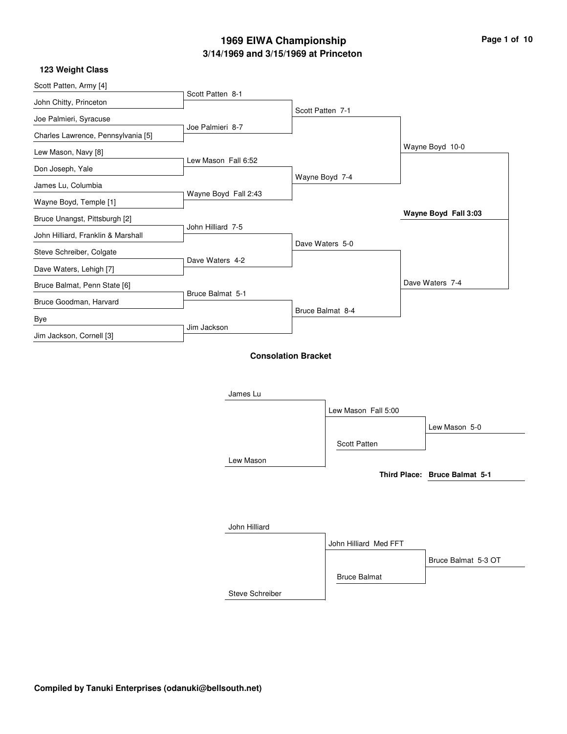# 1969 EIWA Championship

## 3/14/1969 and 3/15/1969 at Princeton

### 123 Weight Class

**First Round**

- Scott Patten, Army [4] vs. John Chitty, Princeton — Scott Patten 8-1
- Joe Palmieri, Syracuse vs. Charles Lawrence, Pennsylvania [5] — Joe Palmieri 8-7
- Lew Mason, Navy [8] vs. Don Joseph, Yale — Lew Mason Fall 6:52
- James Lu, Columbia vs. Wayne Boyd, Temple [1] — Wayne Boyd Fall 2:43
- Bruce Unangst, Pittsburgh [2] vs. John Hilliard, Franklin & Marshall — John Hilliard 7-5
- Steve Schreiber, Colgate vs. Dave Waters, Lehigh [7] — Dave Waters 4-2
- Bruce Balmat, Penn State [6] vs. Bruce Goodman, Harvard — Bruce Balmat 5-1
- Bye vs. Jim Jackson, Cornell [3] — Jim Jackson

**Quarterfinals**

- Scott Patten 7-1
- Wayne Boyd 7-4
- Dave Waters 5-0
- Bruce Balmat 8-4

**Semifinals**

- Wayne Boyd 10-0
- Dave Waters 7-4

**Final**

- **Wayne Boyd Fall 3:03**

### Consolation Bracket

- James Lu vs. Lew Mason — Lew Mason Fall 5:00
- Lew Mason vs. Scott Patten — Lew Mason 5-0
- John Hilliard vs. Steve Schreiber — John Hilliard Med FFT
- John Hilliard vs. Bruce Balmat — Bruce Balmat 5-3 OT

**Third Place: Bruce Balmat 5-1**

**Compiled by Tanuki Enterprises (odanuki@bellsouth.net)**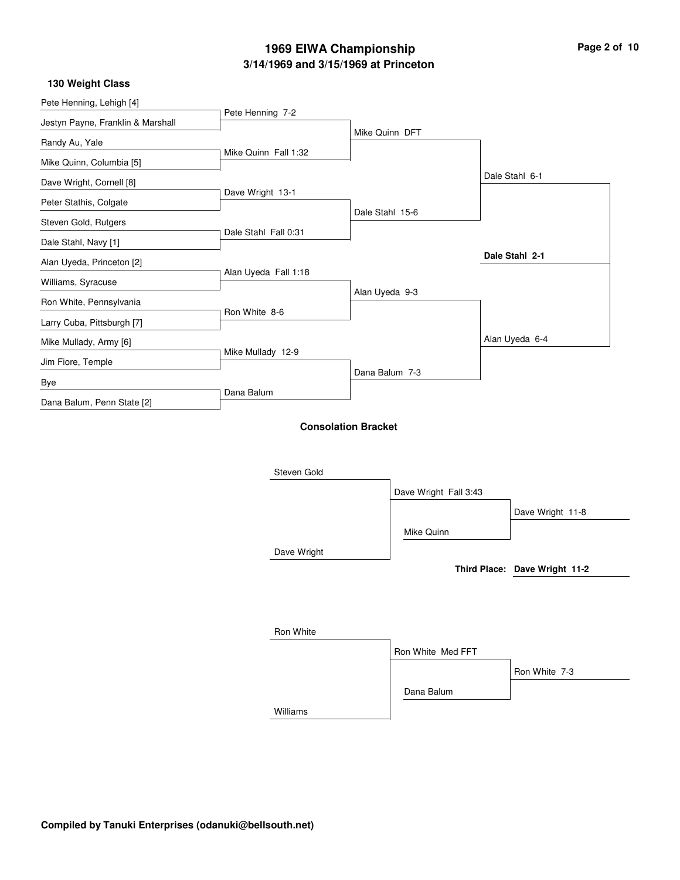# 1969 EIWA Championship

## 3/14/1969 and 3/15/1969 at Princeton

### 130 Weight Class

**First Round**

- Pete Henning, Lehigh [4] vs. Jestyn Payne, Franklin & Marshall — Pete Henning 7-2
- Randy Au, Yale vs. Mike Quinn, Columbia [5] — Mike Quinn Fall 1:32
- Dave Wright, Cornell [8] vs. Peter Stathis, Colgate — Dave Wright 13-1
- Steven Gold, Rutgers vs. Dale Stahl, Navy [1] — Dale Stahl Fall 0:31
- Alan Uyeda, Princeton [2] vs. Williams, Syracuse — Alan Uyeda Fall 1:18
- Ron White, Pennsylvania vs. Larry Cuba, Pittsburgh [7] — Ron White 8-6
- Mike Mullady, Army [6] vs. Jim Fiore, Temple — Mike Mullady 12-9
- Bye vs. Dana Balum, Penn State [2] — Dana Balum

**Quarterfinals**

- Mike Quinn DFT
- Dale Stahl 15-6
- Alan Uyeda 9-3
- Dana Balum 7-3

**Semifinals**

- Dale Stahl 6-1
- Alan Uyeda 6-4

**Final**

- **Dale Stahl 2-1**

### Consolation Bracket

- Steven Gold vs. Dave Wright — Dave Wright Fall 3:43
- Dave Wright vs. Mike Quinn — Dave Wright 11-8
- **Third Place: Dave Wright 11-2**

- Ron White vs. Williams — Ron White Med FFT
- Ron White vs. Dana Balum — Ron White 7-3

**Compiled by Tanuki Enterprises (odanuki@bellsouth.net)**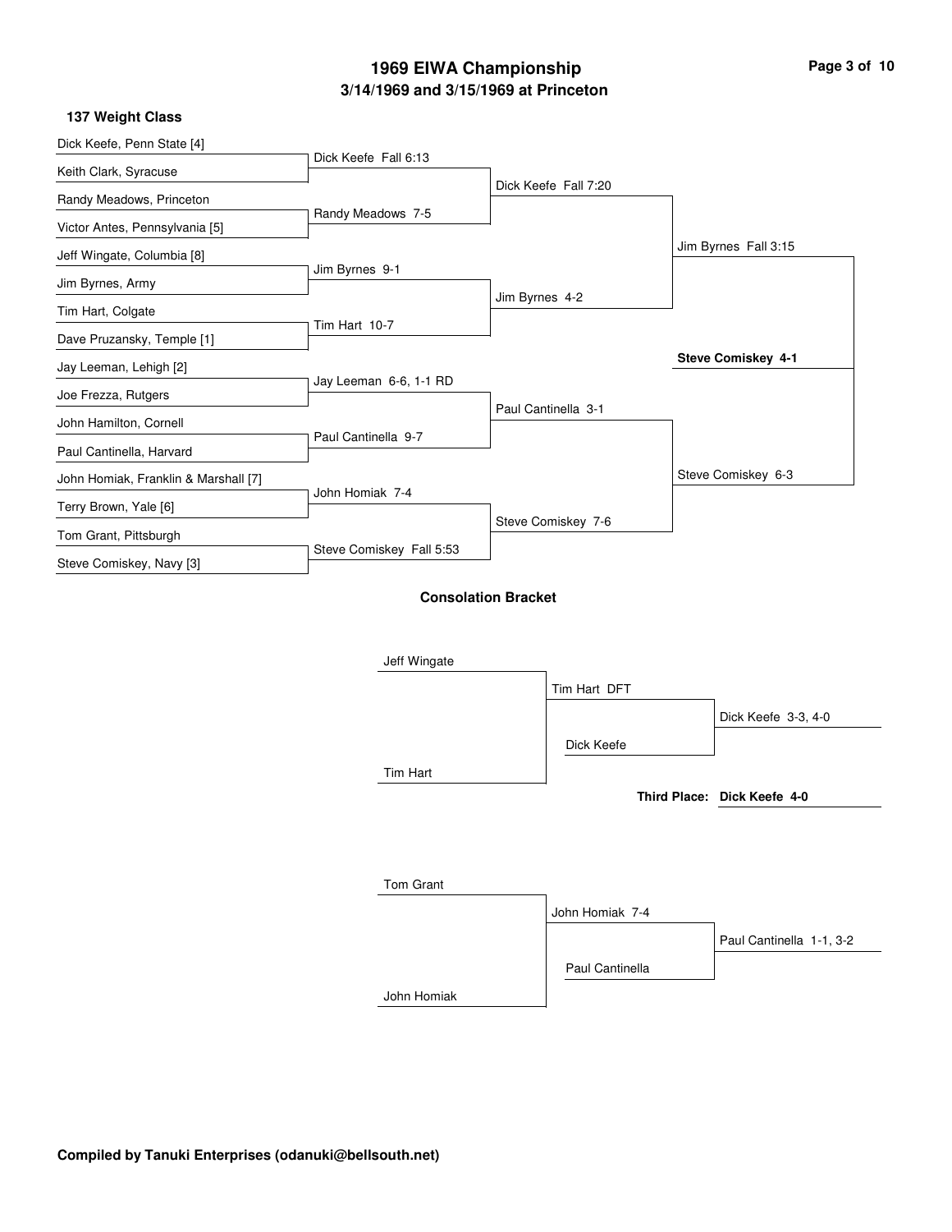# 1969 EIWA Championship

## 3/14/1969 and 3/15/1969 at Princeton

### 137 Weight Class

**First Round**

| Wrestler 1 | Wrestler 2 | Result |
|---|---|---|
| Dick Keefe, Penn State [4] | Keith Clark, Syracuse | Dick Keefe Fall 6:13 |
| Randy Meadows, Princeton | Victor Antes, Pennsylvania [5] | Randy Meadows 7-5 |
| Jeff Wingate, Columbia [8] | Jim Byrnes, Army | Jim Byrnes 9-1 |
| Tim Hart, Colgate | Dave Pruzansky, Temple [1] | Tim Hart 10-7 |
| Jay Leeman, Lehigh [2] | Joe Frezza, Rutgers | Jay Leeman 6-6, 1-1 RD |
| John Hamilton, Cornell | Paul Cantinella, Harvard | Paul Cantinella 9-7 |
| John Homiak, Franklin & Marshall [7] | Terry Brown, Yale [6] | John Homiak 7-4 |
| Tom Grant, Pittsburgh | Steve Comiskey, Navy [3] | Steve Comiskey Fall 5:53 |

**Quarterfinals**

- Dick Keefe Fall 7:20
- Jim Byrnes 4-2
- Paul Cantinella 3-1
- Steve Comiskey 7-6

**Semifinals**

- Jim Byrnes Fall 3:15
- Steve Comiskey 6-3

**Final**

**Steve Comiskey 4-1**

### Consolation Bracket

| Wrestler 1 | Wrestler 2 | Result | Opponent | Result |
|---|---|---|---|---|
| Jeff Wingate | Tim Hart | Tim Hart DFT | Dick Keefe | Dick Keefe 3-3, 4-0 |
| Tom Grant | John Homiak | John Homiak 7-4 | Paul Cantinella | Paul Cantinella 1-1, 3-2 |

**Third Place: Dick Keefe 4-0**

**Compiled by Tanuki Enterprises (odanuki@bellsouth.net)**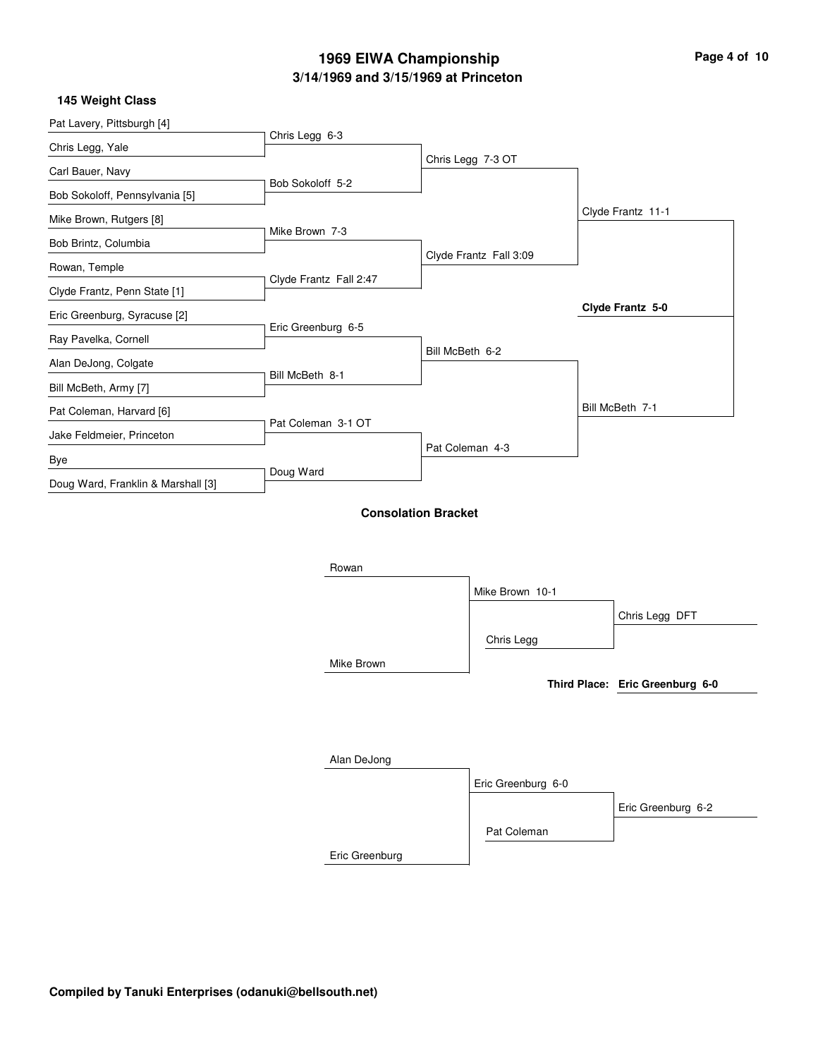# 1969 EIWA Championship

## 3/14/1969 and 3/15/1969 at Princeton

### 145 Weight Class

**Championship Bracket**

| First Round | Quarterfinals | Semifinals | Finals | Champion |
| --- | --- | --- | --- | --- |
| Pat Lavery, Pittsburgh [4] | Chris Legg 6-3 | Chris Legg 7-3 OT | Clyde Frantz 11-1 | **Clyde Frantz 5-0** |
| Chris Legg, Yale | | | | |
| Carl Bauer, Navy | Bob Sokoloff 5-2 | | | |
| Bob Sokoloff, Pennsylvania [5] | | | | |
| Mike Brown, Rutgers [8] | Mike Brown 7-3 | Clyde Frantz Fall 3:09 | | |
| Bob Brintz, Columbia | | | | |
| Rowan, Temple | Clyde Frantz Fall 2:47 | | | |
| Clyde Frantz, Penn State [1] | | | | |
| Eric Greenburg, Syracuse [2] | Eric Greenburg 6-5 | Bill McBeth 6-2 | Bill McBeth 7-1 | |
| Ray Pavelka, Cornell | | | | |
| Alan DeJong, Colgate | Bill McBeth 8-1 | | | |
| Bill McBeth, Army [7] | | | | |
| Pat Coleman, Harvard [6] | Pat Coleman 3-1 OT | Pat Coleman 4-3 | | |
| Jake Feldmeier, Princeton | | | | |
| Bye | Doug Ward | | | |
| Doug Ward, Franklin & Marshall [3] | | | | |

### Consolation Bracket

| Round 1 | Round 2 | Winner |
| --- | --- | --- |
| Rowan | Mike Brown 10-1 | Chris Legg DFT |
| Mike Brown | Chris Legg | |

**Third Place: Eric Greenburg 6-0**

| Round 1 | Round 2 | Winner |
| --- | --- | --- |
| Alan DeJong | Eric Greenburg 6-0 | Eric Greenburg 6-2 |
| Eric Greenburg | Pat Coleman | |

**Compiled by Tanuki Enterprises (odanuki@bellsouth.net)**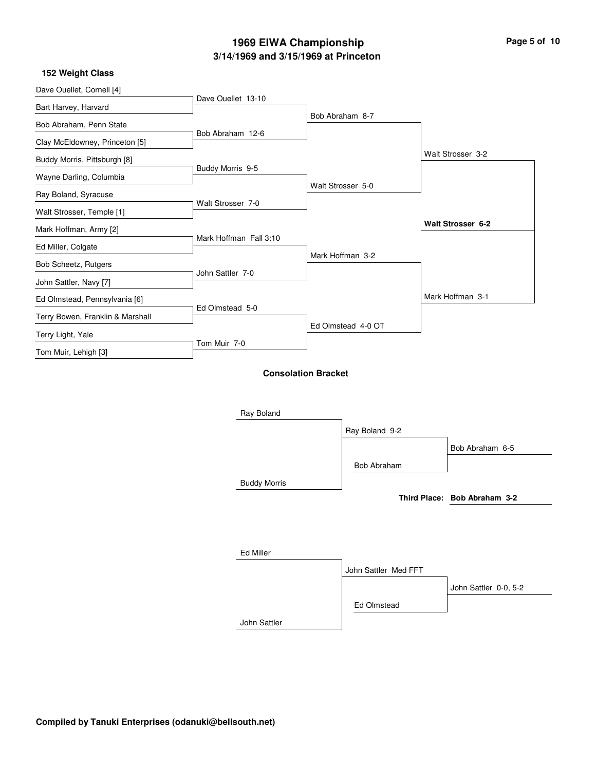# 1969 EIWA Championship

## 3/14/1969 and 3/15/1969 at Princeton

### 152 Weight Class

**First Round**

- Dave Ouellet, Cornell [4]
- Bart Harvey, Harvard
- Bob Abraham, Penn State
- Clay McEldowney, Princeton [5]
- Buddy Morris, Pittsburgh [8]
- Wayne Darling, Columbia
- Ray Boland, Syracuse
- Walt Strosser, Temple [1]
- Mark Hoffman, Army [2]
- Ed Miller, Colgate
- Bob Scheetz, Rutgers
- John Sattler, Navy [7]
- Ed Olmstead, Pennsylvania [6]
- Terry Bowen, Franklin & Marshall
- Terry Light, Yale
- Tom Muir, Lehigh [3]

**Quarterfinals**

- Dave Ouellet 13-10
- Bob Abraham 12-6
- Buddy Morris 9-5
- Walt Strosser 7-0
- Mark Hoffman Fall 3:10
- John Sattler 7-0
- Ed Olmstead 5-0
- Tom Muir 7-0

**Semifinals**

- Bob Abraham 8-7
- Walt Strosser 5-0
- Mark Hoffman 3-2
- Ed Olmstead 4-0 OT

**Finalists**

- Walt Strosser 3-2
- Mark Hoffman 3-1

**Champion**

**Walt Strosser 6-2**

### Consolation Bracket

**Bracket 1**

- Ray Boland
- Buddy Morris
- Ray Boland 9-2
- Bob Abraham
- Bob Abraham 6-5

**Third Place: Bob Abraham 3-2**

**Bracket 2**

- Ed Miller
- John Sattler
- John Sattler Med FFT
- Ed Olmstead
- John Sattler 0-0, 5-2

**Compiled by Tanuki Enterprises (odanuki@bellsouth.net)**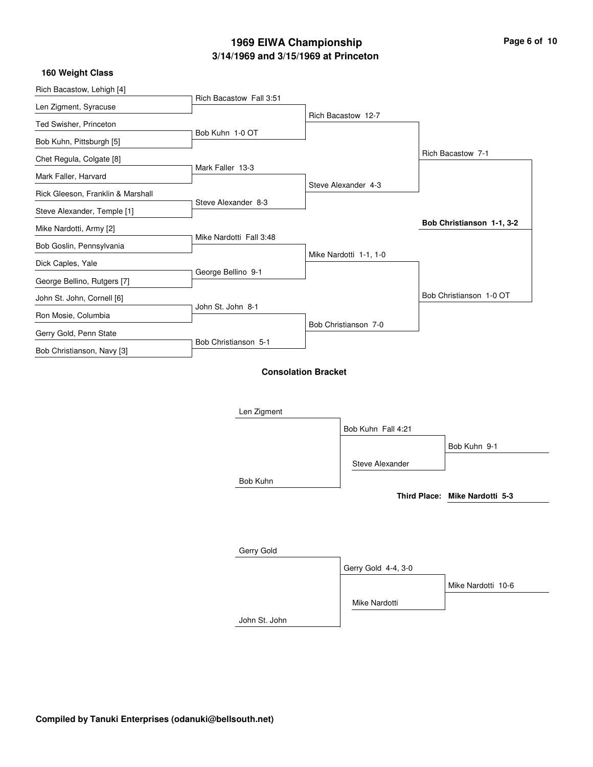# 1969 EIWA Championship

## 3/14/1969 and 3/15/1969 at Princeton

### 160 Weight Class

| First Round | Quarterfinals | Semifinals | Finals |
|---|---|---|---|
| Rich Bacastow, Lehigh [4] | | | |
| Len Zigment, Syracuse | Rich Bacastow Fall 3:51 | | |
| Ted Swisher, Princeton | | Rich Bacastow 12-7 | |
| Bob Kuhn, Pittsburgh [5] | Bob Kuhn 1-0 OT | | |
| Chet Regula, Colgate [8] | | | Rich Bacastow 7-1 |
| Mark Faller, Harvard | Mark Faller 13-3 | | |
| Rick Gleeson, Franklin & Marshall | | Steve Alexander 4-3 | |
| Steve Alexander, Temple [1] | Steve Alexander 8-3 | | |
| Mike Nardotti, Army [2] | | | **Bob Christianson 1-1, 3-2** |
| Bob Goslin, Pennsylvania | Mike Nardotti Fall 3:48 | | |
| Dick Caples, Yale | | Mike Nardotti 1-1, 1-0 | |
| George Bellino, Rutgers [7] | George Bellino 9-1 | | |
| John St. John, Cornell [6] | | | Bob Christianson 1-0 OT |
| Ron Mosie, Columbia | John St. John 8-1 | | |
| Gerry Gold, Penn State | | Bob Christianson 7-0 | |
| Bob Christianson, Navy [3] | Bob Christianson 5-1 | | |

### Consolation Bracket

| Round 1 | Round 2 | Winner |
|---|---|---|
| Len Zigment | | |
| Bob Kuhn | Bob Kuhn Fall 4:21 | |
| | Steve Alexander | Bob Kuhn 9-1 |

| Round 1 | Round 2 | Winner |
|---|---|---|
| Gerry Gold | | |
| John St. John | Gerry Gold 4-4, 3-0 | |
| | Mike Nardotti | Mike Nardotti 10-6 |

**Third Place: Mike Nardotti 5-3**

**Compiled by Tanuki Enterprises (odanuki@bellsouth.net)**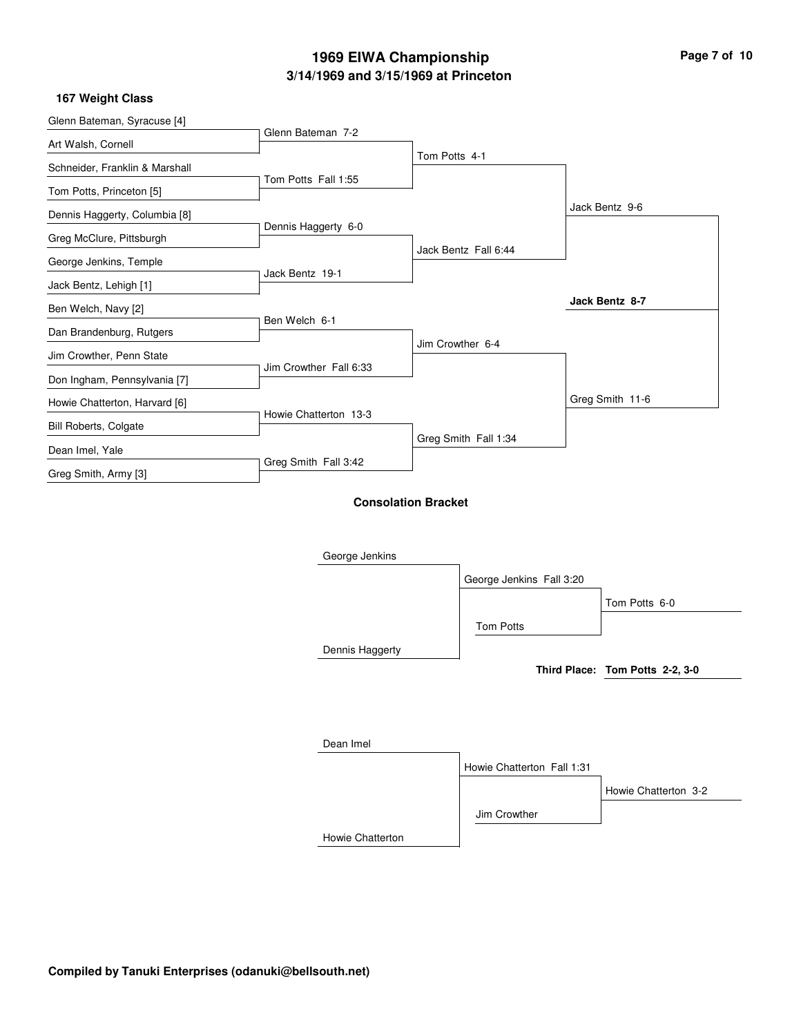# 1969 EIWA Championship

## 3/14/1969 and 3/15/1969 at Princeton

### 167 Weight Class

**First Round**

- Glenn Bateman, Syracuse [4] vs. Art Walsh, Cornell — Glenn Bateman 7-2
- Schneider, Franklin & Marshall vs. Tom Potts, Princeton [5] — Tom Potts Fall 1:55
- Dennis Haggerty, Columbia [8] vs. Greg McClure, Pittsburgh — Dennis Haggerty 6-0
- George Jenkins, Temple vs. Jack Bentz, Lehigh [1] — Jack Bentz 19-1
- Ben Welch, Navy [2] vs. Dan Brandenburg, Rutgers — Ben Welch 6-1
- Jim Crowther, Penn State vs. Don Ingham, Pennsylvania [7] — Jim Crowther Fall 6:33
- Howie Chatterton, Harvard [6] vs. Bill Roberts, Colgate — Howie Chatterton 13-3
- Dean Imel, Yale vs. Greg Smith, Army [3] — Greg Smith Fall 3:42

**Quarterfinals**

- Tom Potts 4-1
- Jack Bentz Fall 6:44
- Jim Crowther 6-4
- Greg Smith Fall 1:34

**Semifinals**

- Jack Bentz 9-6
- Greg Smith 11-6

**Final**

- **Jack Bentz 8-7**

### Consolation Bracket

- George Jenkins vs. Dennis Haggerty — George Jenkins Fall 3:20
- George Jenkins vs. Tom Potts — Tom Potts 6-0
- **Third Place: Tom Potts 2-2, 3-0**

- Dean Imel vs. Howie Chatterton — Howie Chatterton Fall 1:31
- Howie Chatterton vs. Jim Crowther — Howie Chatterton 3-2

**Compiled by Tanuki Enterprises (odanuki@bellsouth.net)**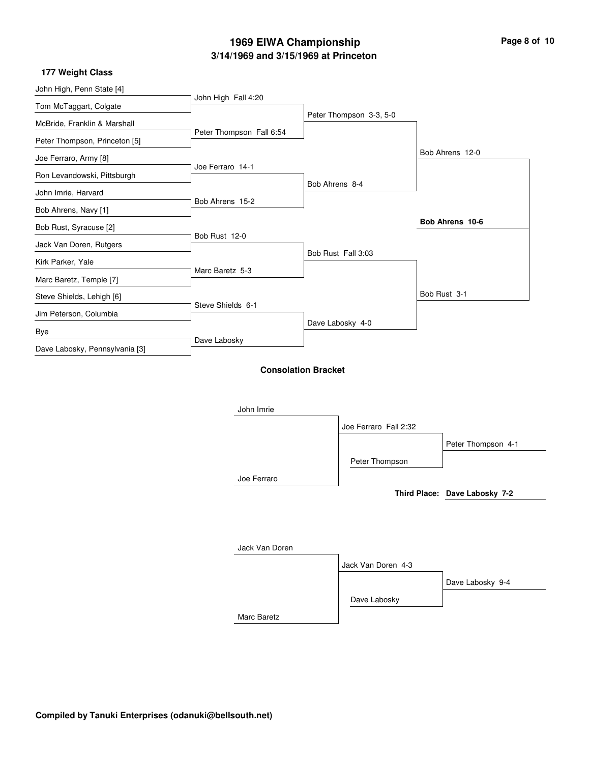# 1969 EIWA Championship

## 3/14/1969 and 3/15/1969 at Princeton

### 177 Weight Class

**First Round**

- John High, Penn State [4] vs Tom McTaggart, Colgate — John High Fall 4:20
- McBride, Franklin & Marshall vs Peter Thompson, Princeton [5] — Peter Thompson Fall 6:54
- Joe Ferraro, Army [8] vs Ron Levandowski, Pittsburgh — Joe Ferraro 14-1
- John Imrie, Harvard vs Bob Ahrens, Navy [1] — Bob Ahrens 15-2
- Bob Rust, Syracuse [2] vs Jack Van Doren, Rutgers — Bob Rust 12-0
- Kirk Parker, Yale vs Marc Baretz, Temple [7] — Marc Baretz 5-3
- Steve Shields, Lehigh [6] vs Jim Peterson, Columbia — Steve Shields 6-1
- Bye vs Dave Labosky, Pennsylvania [3] — Dave Labosky

**Quarterfinals**

- Peter Thompson 3-3, 5-0
- Bob Ahrens 8-4
- Bob Rust Fall 3:03
- Dave Labosky 4-0

**Semifinals**

- Bob Ahrens 12-0
- Bob Rust 3-1

**Final**

- **Bob Ahrens 10-6**

### Consolation Bracket

- John Imrie vs Joe Ferraro — Joe Ferraro Fall 2:32
- Joe Ferraro vs Peter Thompson — Peter Thompson 4-1
- Jack Van Doren vs Marc Baretz — Jack Van Doren 4-3
- Jack Van Doren vs Dave Labosky — Dave Labosky 9-4

**Third Place:** Dave Labosky 7-2

**Compiled by Tanuki Enterprises (odanuki@bellsouth.net)**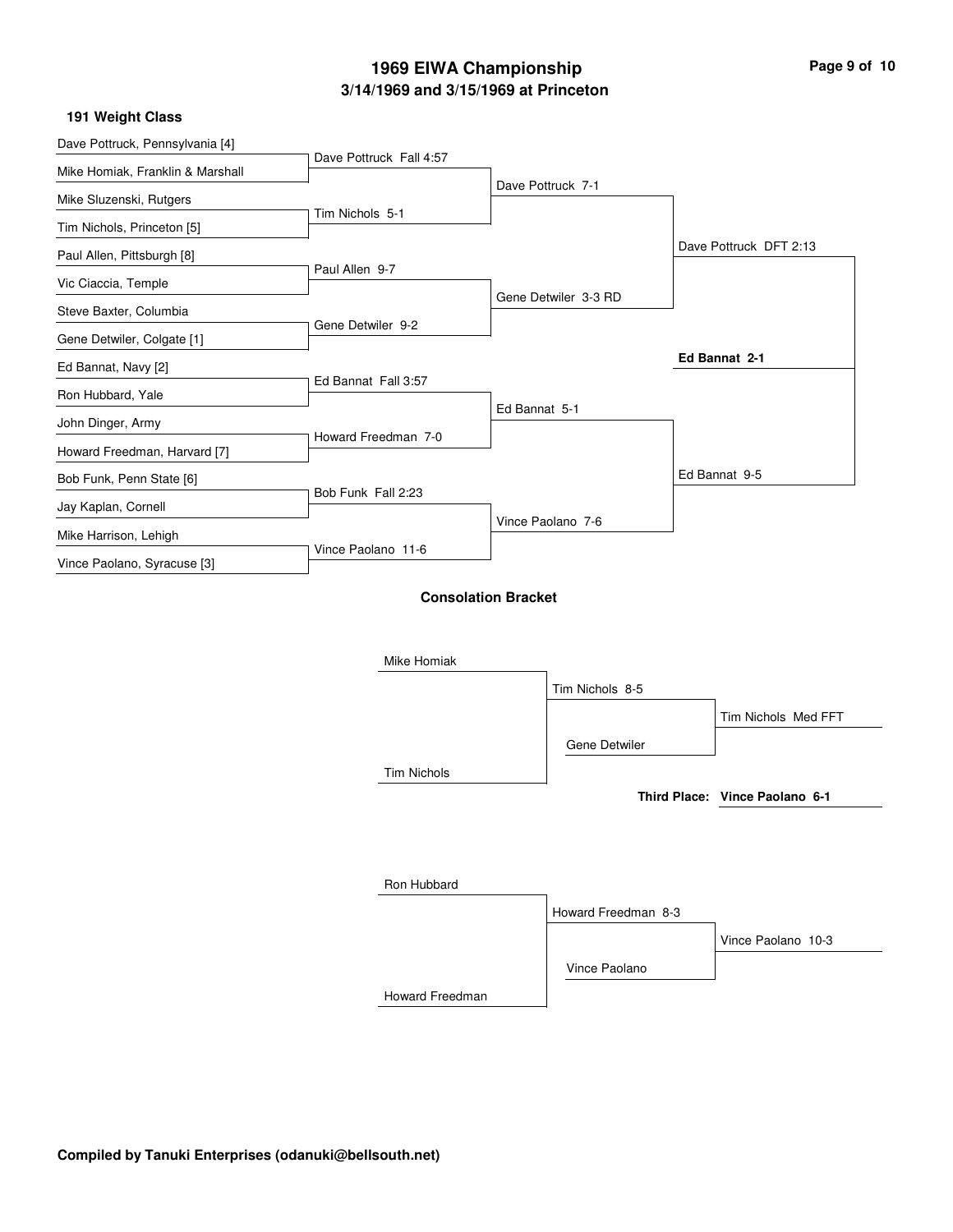# 1969 EIWA Championship

## 3/14/1969 and 3/15/1969 at Princeton

### 191 Weight Class

**Championship Bracket**

| First Round | Quarterfinals | Semifinals | Finals |
|---|---|---|---|
| Dave Pottruck, Pennsylvania [4] | Dave Pottruck Fall 4:57 | Dave Pottruck 7-1 | Dave Pottruck DFT 2:13 |
| Mike Homiak, Franklin & Marshall | | | |
| Mike Sluzenski, Rutgers | Tim Nichols 5-1 | | |
| Tim Nichols, Princeton [5] | | | |
| Paul Allen, Pittsburgh [8] | Paul Allen 9-7 | Gene Detwiler 3-3 RD | |
| Vic Ciaccia, Temple | | | |
| Steve Baxter, Columbia | Gene Detwiler 9-2 | | |
| Gene Detwiler, Colgate [1] | | | |
| Ed Bannat, Navy [2] | Ed Bannat Fall 3:57 | Ed Bannat 5-1 | Ed Bannat 9-5 |
| Ron Hubbard, Yale | | | |
| John Dinger, Army | Howard Freedman 7-0 | | |
| Howard Freedman, Harvard [7] | | | |
| Bob Funk, Penn State [6] | Bob Funk Fall 2:23 | Vince Paolano 7-6 | |
| Jay Kaplan, Cornell | | | |
| Mike Harrison, Lehigh | Vince Paolano 11-6 | | |
| Vince Paolano, Syracuse [3] | | | |

**Champion: Ed Bannat 2-1**

### Consolation Bracket

| Round 1 | Round 2 | Consolation Final |
|---|---|---|
| Mike Homiak | Tim Nichols 8-5 | Tim Nichols Med FFT |
| Tim Nichols | | |
| | Gene Detwiler | |

| Round 1 | Round 2 | Consolation Final |
|---|---|---|
| Ron Hubbard | Howard Freedman 8-3 | Vince Paolano 10-3 |
| Howard Freedman | | |
| | Vince Paolano | |

**Third Place: Vince Paolano 6-1**

**Compiled by Tanuki Enterprises (odanuki@bellsouth.net)**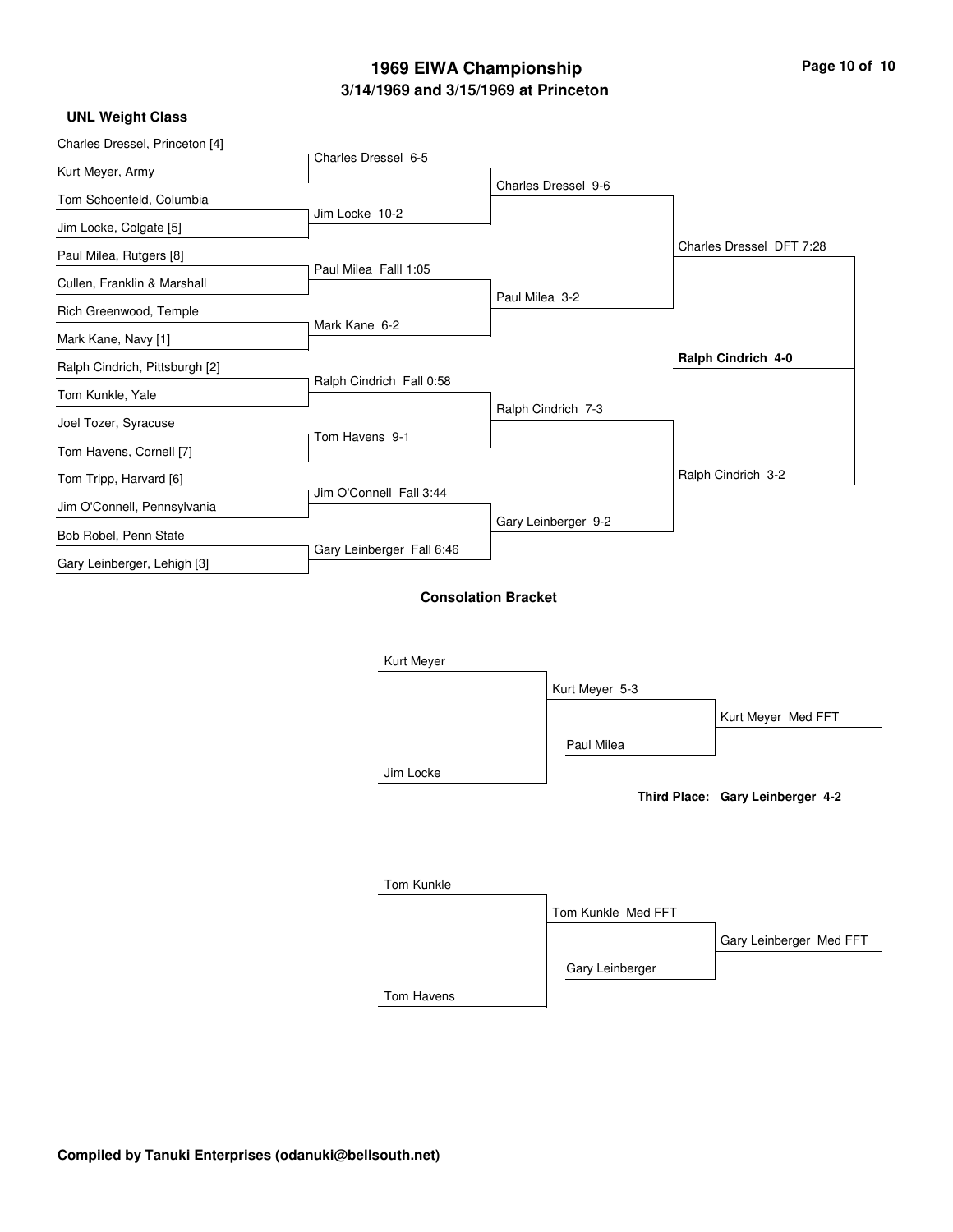# 1969 EIWA Championship

## 3/14/1969 and 3/15/1969 at Princeton

### UNL Weight Class

Charles Dressel, Princeton [4]
Kurt Meyer, Army
Tom Schoenfeld, Columbia
Jim Locke, Colgate [5]
Paul Milea, Rutgers [8]
Cullen, Franklin & Marshall
Rich Greenwood, Temple
Mark Kane, Navy [1]
Ralph Cindrich, Pittsburgh [2]
Tom Kunkle, Yale
Joel Tozer, Syracuse
Tom Havens, Cornell [7]
Tom Tripp, Harvard [6]
Jim O'Connell, Pennsylvania
Bob Robel, Penn State
Gary Leinberger, Lehigh [3]

Charles Dressel 6-5
Jim Locke 10-2
Paul Milea Falll 1:05
Mark Kane 6-2
Ralph Cindrich Fall 0:58
Tom Havens 9-1
Jim O'Connell Fall 3:44
Gary Leinberger Fall 6:46

Charles Dressel 9-6
Paul Milea 3-2
Ralph Cindrich 7-3
Gary Leinberger 9-2

Charles Dressel DFT 7:28
Ralph Cindrich 3-2

**Ralph Cindrich 4-0**

### Consolation Bracket

Kurt Meyer
Jim Locke

Kurt Meyer 5-3
Paul Milea

Kurt Meyer Med FFT

**Third Place: Gary Leinberger 4-2**

Tom Kunkle
Tom Havens

Tom Kunkle Med FFT
Gary Leinberger

Gary Leinberger Med FFT

**Compiled by Tanuki Enterprises (odanuki@bellsouth.net)**